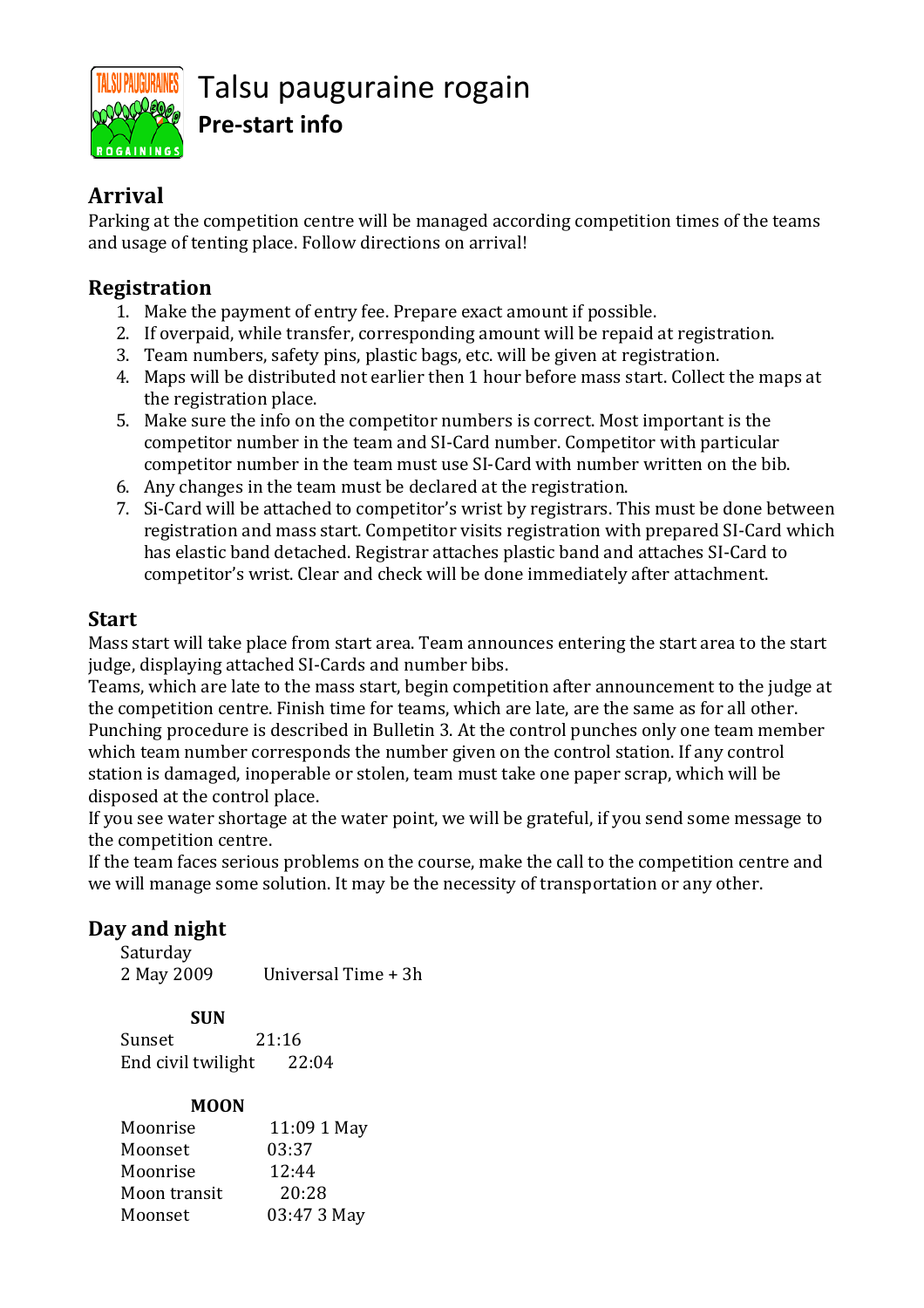# Talsu pauguraine rogain

## Pre-start info

## Arrival

Parking at the competition centre will be managed according competition times of the teams and usage of tenting place. Follow directions on arrival!

## Registration

1. Make the payment of entry fee. Prepare exact amount if possible.
2. If overpaid, while transfer, corresponding amount will be repaid at registration.
3. Team numbers, safety pins, plastic bags, etc. will be given at registration.
4. Maps will be distributed not earlier then 1 hour before mass start. Collect the maps at the registration place.
5. Make sure the info on the competitor numbers is correct. Most important is the competitor number in the team and SI-Card number. Competitor with particular competitor number in the team must use SI-Card with number written on the bib.
6. Any changes in the team must be declared at the registration.
7. Si-Card will be attached to competitor's wrist by registrars. This must be done between registration and mass start. Competitor visits registration with prepared SI-Card which has elastic band detached. Registrar attaches plastic band and attaches SI-Card to competitor's wrist. Clear and check will be done immediately after attachment.

## Start

Mass start will take place from start area. Team announces entering the start area to the start judge, displaying attached SI-Cards and number bibs.

Teams, which are late to the mass start, begin competition after announcement to the judge at the competition centre. Finish time for teams, which are late, are the same as for all other.

Punching procedure is described in Bulletin 3. At the control punches only one team member which team number corresponds the number given on the control station. If any control station is damaged, inoperable or stolen, team must take one paper scrap, which will be disposed at the control place.

If you see water shortage at the water point, we will be grateful, if you send some message to the competition centre.

If the team faces serious problems on the course, make the call to the competition centre and we will manage some solution. It may be the necessity of transportation or any other.

## Day and night

Saturday
2 May 2009    Universal Time + 3h

**SUN**

| | |
|---|---|
| Sunset | 21:16 |
| End civil twilight | 22:04 |

**MOON**

| | |
|---|---|
| Moonrise | 11:09 1 May |
| Moonset | 03:37 |
| Moonrise | 12:44 |
| Moon transit | 20:28 |
| Moonset | 03:47 3 May |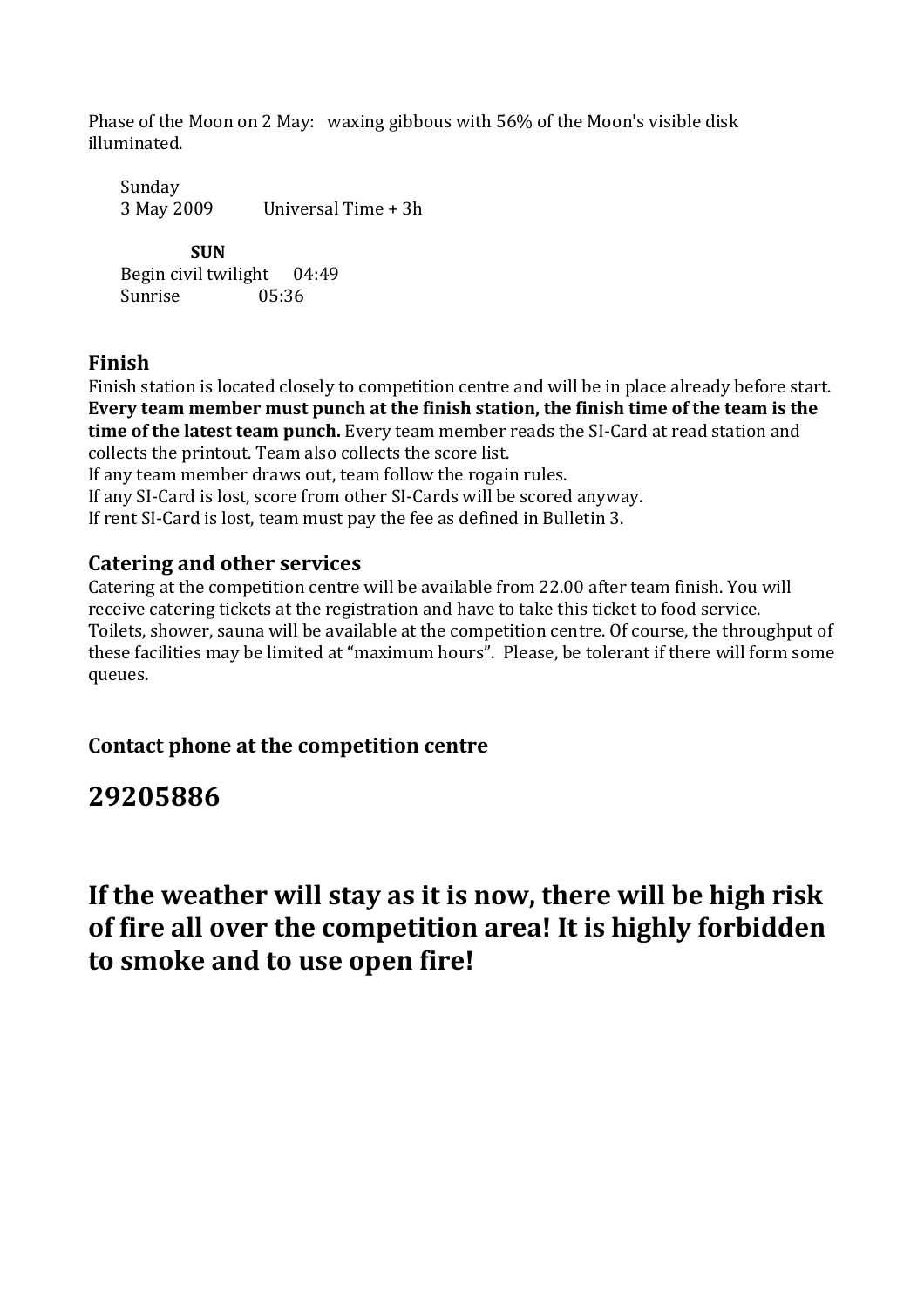Phase of the Moon on 2 May: waxing gibbous with 56% of the Moon's visible disk illuminated.

Sunday  
3 May 2009 Universal Time + 3h

**SUN**

Begin civil twilight 04:49  
Sunrise 05:36

### Finish

Finish station is located closely to competition centre and will be in place already before start. **Every team member must punch at the finish station, the finish time of the team is the time of the latest team punch.** Every team member reads the SI-Card at read station and collects the printout. Team also collects the score list.
If any team member draws out, team follow the rogain rules.
If any SI-Card is lost, score from other SI-Cards will be scored anyway.
If rent SI-Card is lost, team must pay the fee as defined in Bulletin 3.

### Catering and other services

Catering at the competition centre will be available from 22.00 after team finish. You will receive catering tickets at the registration and have to take this ticket to food service.
Toilets, shower, sauna will be available at the competition centre. Of course, the throughput of these facilities may be limited at "maximum hours". Please, be tolerant if there will form some queues.

### Contact phone at the competition centre

## 29205886

## If the weather will stay as it is now, there will be high risk of fire all over the competition area! It is highly forbidden to smoke and to use open fire!